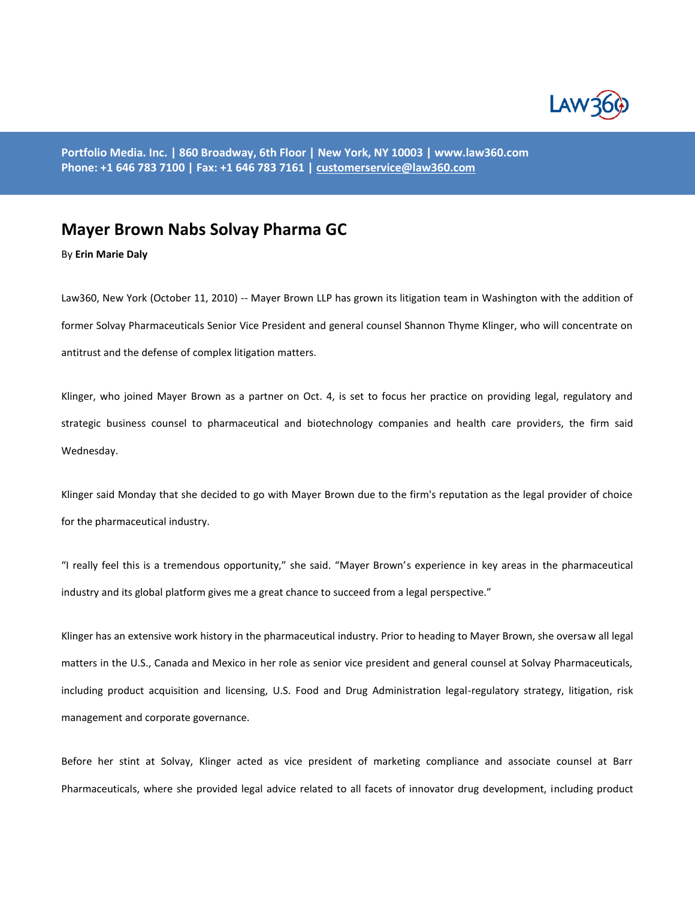Portfolio Media. Inc. | 860 Broadway, 6th Floor | New York, NY 10003 | www.law360.com
Phone: +1 646 783 7100 | Fax: +1 646 783 7161 | customerservice@law360.com

# Mayer Brown Nabs Solvay Pharma GC

By **Erin Marie Daly**

Law360, New York (October 11, 2010) -- Mayer Brown LLP has grown its litigation team in Washington with the addition of former Solvay Pharmaceuticals Senior Vice President and general counsel Shannon Thyme Klinger, who will concentrate on antitrust and the defense of complex litigation matters.

Klinger, who joined Mayer Brown as a partner on Oct. 4, is set to focus her practice on providing legal, regulatory and strategic business counsel to pharmaceutical and biotechnology companies and health care providers, the firm said Wednesday.

Klinger said Monday that she decided to go with Mayer Brown due to the firm's reputation as the legal provider of choice for the pharmaceutical industry.

"I really feel this is a tremendous opportunity," she said. "Mayer Brown's experience in key areas in the pharmaceutical industry and its global platform gives me a great chance to succeed from a legal perspective."

Klinger has an extensive work history in the pharmaceutical industry. Prior to heading to Mayer Brown, she oversaw all legal matters in the U.S., Canada and Mexico in her role as senior vice president and general counsel at Solvay Pharmaceuticals, including product acquisition and licensing, U.S. Food and Drug Administration legal-regulatory strategy, litigation, risk management and corporate governance.

Before her stint at Solvay, Klinger acted as vice president of marketing compliance and associate counsel at Barr Pharmaceuticals, where she provided legal advice related to all facets of innovator drug development, including product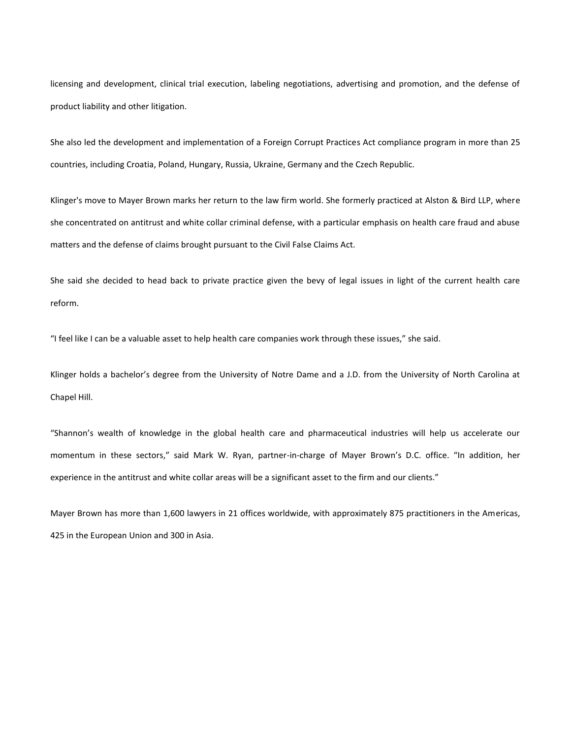licensing and development, clinical trial execution, labeling negotiations, advertising and promotion, and the defense of product liability and other litigation.

She also led the development and implementation of a Foreign Corrupt Practices Act compliance program in more than 25 countries, including Croatia, Poland, Hungary, Russia, Ukraine, Germany and the Czech Republic.

Klinger's move to Mayer Brown marks her return to the law firm world. She formerly practiced at Alston & Bird LLP, where she concentrated on antitrust and white collar criminal defense, with a particular emphasis on health care fraud and abuse matters and the defense of claims brought pursuant to the Civil False Claims Act.

She said she decided to head back to private practice given the bevy of legal issues in light of the current health care reform.

"I feel like I can be a valuable asset to help health care companies work through these issues," she said.

Klinger holds a bachelor's degree from the University of Notre Dame and a J.D. from the University of North Carolina at Chapel Hill.

"Shannon's wealth of knowledge in the global health care and pharmaceutical industries will help us accelerate our momentum in these sectors," said Mark W. Ryan, partner-in-charge of Mayer Brown's D.C. office. "In addition, her experience in the antitrust and white collar areas will be a significant asset to the firm and our clients."

Mayer Brown has more than 1,600 lawyers in 21 offices worldwide, with approximately 875 practitioners in the Americas, 425 in the European Union and 300 in Asia.